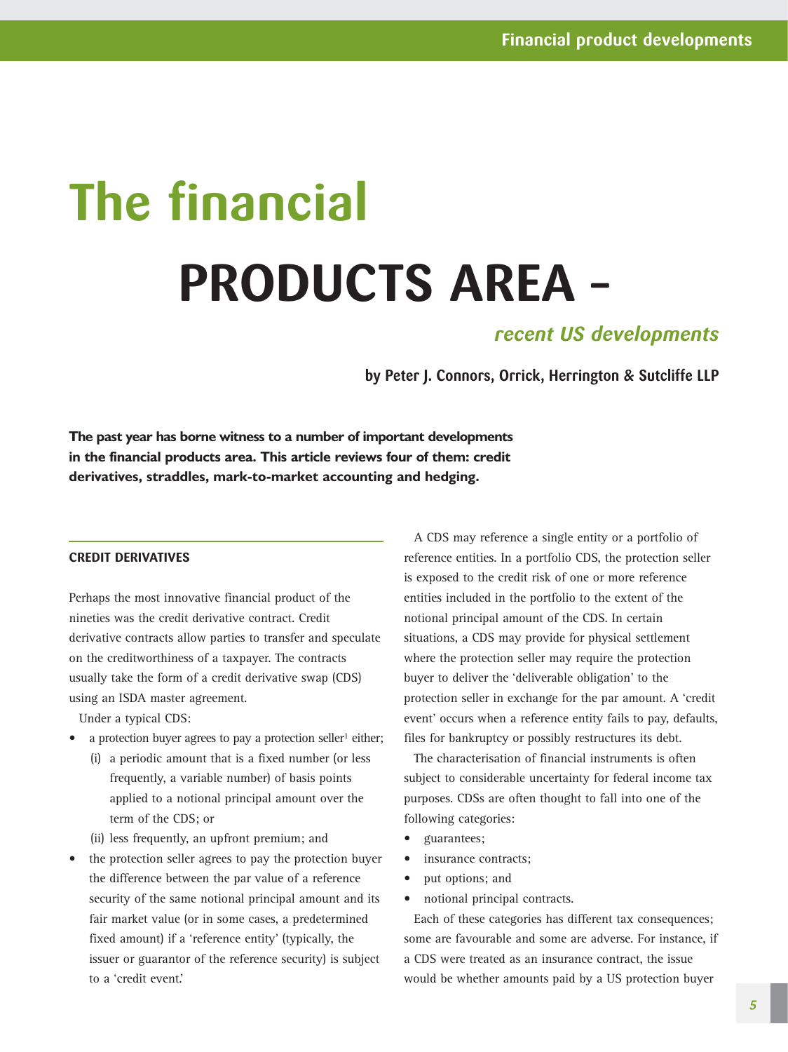# The financial PRODUCTS AREA – *recent US developments*

**by Peter J. Connors, Orrick, Herrington & Sutcliffe LLP**

**The past year has borne witness to a number of important developments in the financial products area. This article reviews four of them: credit derivatives, straddles, mark-to-market accounting and hedging.**

## CREDIT DERIVATIVES

Perhaps the most innovative financial product of the nineties was the credit derivative contract. Credit derivative contracts allow parties to transfer and speculate on the creditworthiness of a taxpayer. The contracts usually take the form of a credit derivative swap (CDS) using an ISDA master agreement.

Under a typical CDS:

- a protection buyer agrees to pay a protection seller[1] either;
  - (i) a periodic amount that is a fixed number (or less frequently, a variable number) of basis points applied to a notional principal amount over the term of the CDS; or
  - (ii) less frequently, an upfront premium; and
- the protection seller agrees to pay the protection buyer the difference between the par value of a reference security of the same notional principal amount and its fair market value (or in some cases, a predetermined fixed amount) if a 'reference entity' (typically, the issuer or guarantor of the reference security) is subject to a 'credit event.'

A CDS may reference a single entity or a portfolio of reference entities. In a portfolio CDS, the protection seller is exposed to the credit risk of one or more reference entities included in the portfolio to the extent of the notional principal amount of the CDS. In certain situations, a CDS may provide for physical settlement where the protection seller may require the protection buyer to deliver the 'deliverable obligation' to the protection seller in exchange for the par amount. A 'credit event' occurs when a reference entity fails to pay, defaults, files for bankruptcy or possibly restructures its debt.

The characterisation of financial instruments is often subject to considerable uncertainty for federal income tax purposes. CDSs are often thought to fall into one of the following categories:

- guarantees;
- insurance contracts;
- put options; and
- notional principal contracts.

Each of these categories has different tax consequences; some are favourable and some are adverse. For instance, if a CDS were treated as an insurance contract, the issue would be whether amounts paid by a US protection buyer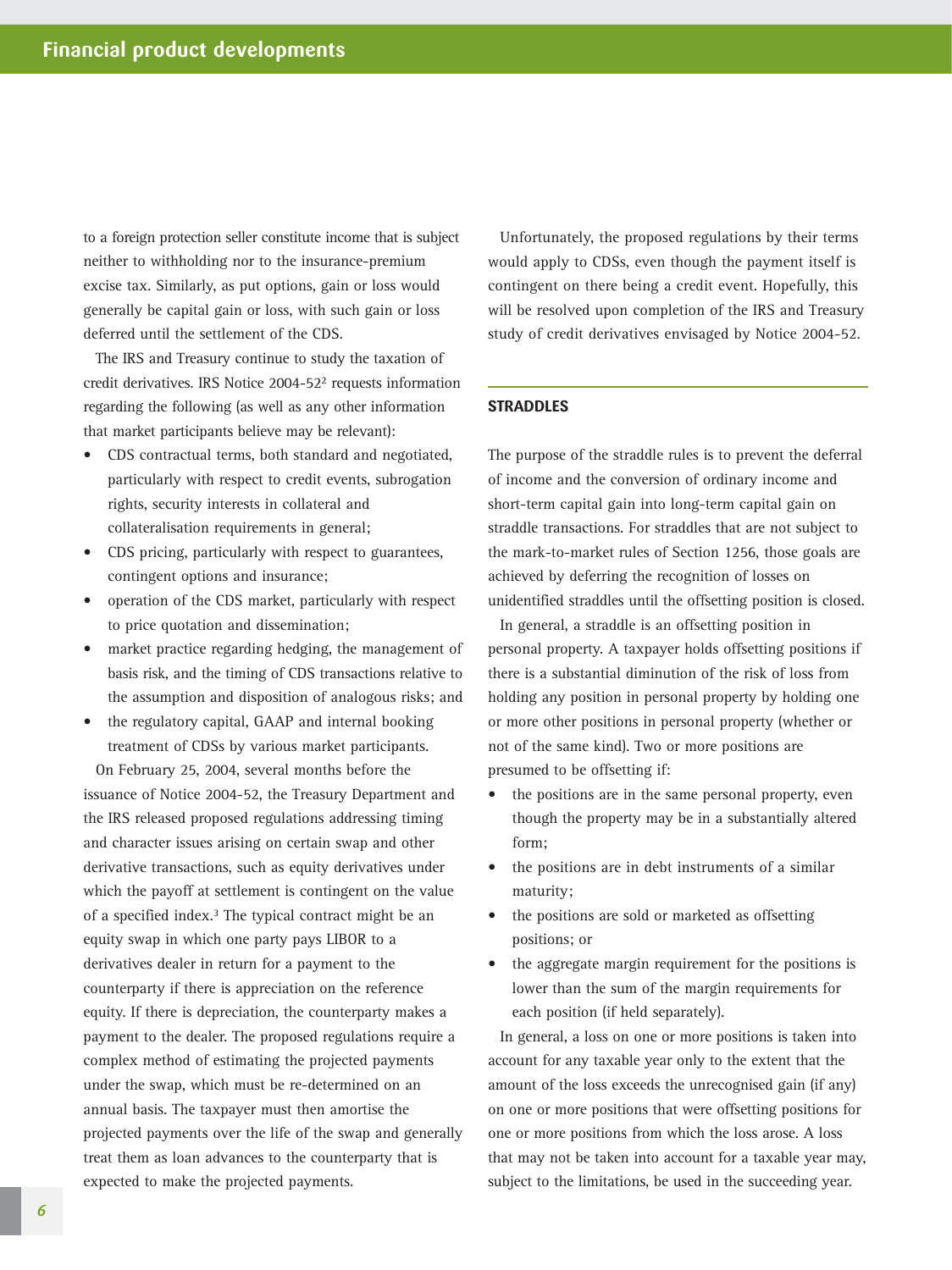to a foreign protection seller constitute income that is subject neither to withholding nor to the insurance-premium excise tax. Similarly, as put options, gain or loss would generally be capital gain or loss, with such gain or loss deferred until the settlement of the CDS.

The IRS and Treasury continue to study the taxation of credit derivatives. IRS Notice 2004-52[2] requests information regarding the following (as well as any other information that market participants believe may be relevant):

- CDS contractual terms, both standard and negotiated, particularly with respect to credit events, subrogation rights, security interests in collateral and collateralisation requirements in general;
- CDS pricing, particularly with respect to guarantees, contingent options and insurance;
- operation of the CDS market, particularly with respect to price quotation and dissemination;
- market practice regarding hedging, the management of basis risk, and the timing of CDS transactions relative to the assumption and disposition of analogous risks; and
- the regulatory capital, GAAP and internal booking treatment of CDSs by various market participants.

On February 25, 2004, several months before the issuance of Notice 2004-52, the Treasury Department and the IRS released proposed regulations addressing timing and character issues arising on certain swap and other derivative transactions, such as equity derivatives under which the payoff at settlement is contingent on the value of a specified index.[3] The typical contract might be an equity swap in which one party pays LIBOR to a derivatives dealer in return for a payment to the counterparty if there is appreciation on the reference equity. If there is depreciation, the counterparty makes a payment to the dealer. The proposed regulations require a complex method of estimating the projected payments under the swap, which must be re-determined on an annual basis. The taxpayer must then amortise the projected payments over the life of the swap and generally treat them as loan advances to the counterparty that is expected to make the projected payments.

Unfortunately, the proposed regulations by their terms would apply to CDSs, even though the payment itself is contingent on there being a credit event. Hopefully, this will be resolved upon completion of the IRS and Treasury study of credit derivatives envisaged by Notice 2004-52.

## STRADDLES

The purpose of the straddle rules is to prevent the deferral of income and the conversion of ordinary income and short-term capital gain into long-term capital gain on straddle transactions. For straddles that are not subject to the mark-to-market rules of Section 1256, those goals are achieved by deferring the recognition of losses on unidentified straddles until the offsetting position is closed.

In general, a straddle is an offsetting position in personal property. A taxpayer holds offsetting positions if there is a substantial diminution of the risk of loss from holding any position in personal property by holding one or more other positions in personal property (whether or not of the same kind). Two or more positions are presumed to be offsetting if:

- the positions are in the same personal property, even though the property may be in a substantially altered form;
- the positions are in debt instruments of a similar maturity;
- the positions are sold or marketed as offsetting positions; or
- the aggregate margin requirement for the positions is lower than the sum of the margin requirements for each position (if held separately).

In general, a loss on one or more positions is taken into account for any taxable year only to the extent that the amount of the loss exceeds the unrecognised gain (if any) on one or more positions that were offsetting positions for one or more positions from which the loss arose. A loss that may not be taken into account for a taxable year may, subject to the limitations, be used in the succeeding year.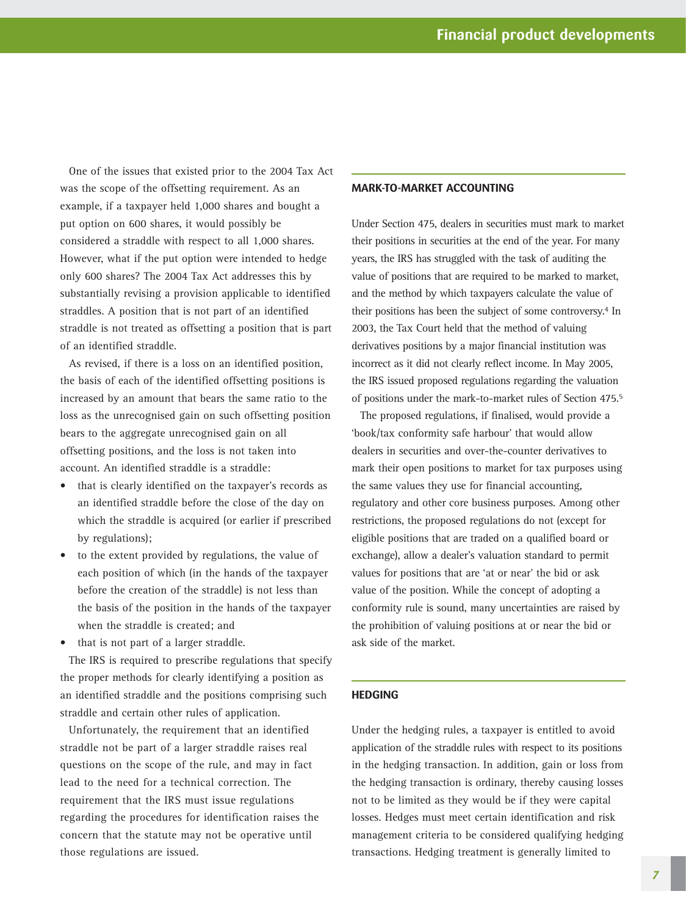One of the issues that existed prior to the 2004 Tax Act was the scope of the offsetting requirement. As an example, if a taxpayer held 1,000 shares and bought a put option on 600 shares, it would possibly be considered a straddle with respect to all 1,000 shares. However, what if the put option were intended to hedge only 600 shares? The 2004 Tax Act addresses this by substantially revising a provision applicable to identified straddles. A position that is not part of an identified straddle is not treated as offsetting a position that is part of an identified straddle.

As revised, if there is a loss on an identified position, the basis of each of the identified offsetting positions is increased by an amount that bears the same ratio to the loss as the unrecognised gain on such offsetting position bears to the aggregate unrecognised gain on all offsetting positions, and the loss is not taken into account. An identified straddle is a straddle:

- that is clearly identified on the taxpayer's records as an identified straddle before the close of the day on which the straddle is acquired (or earlier if prescribed by regulations);
- to the extent provided by regulations, the value of each position of which (in the hands of the taxpayer before the creation of the straddle) is not less than the basis of the position in the hands of the taxpayer when the straddle is created; and
- that is not part of a larger straddle.

The IRS is required to prescribe regulations that specify the proper methods for clearly identifying a position as an identified straddle and the positions comprising such straddle and certain other rules of application.

Unfortunately, the requirement that an identified straddle not be part of a larger straddle raises real questions on the scope of the rule, and may in fact lead to the need for a technical correction. The requirement that the IRS must issue regulations regarding the procedures for identification raises the concern that the statute may not be operative until those regulations are issued.

## MARK-TO-MARKET ACCOUNTING

Under Section 475, dealers in securities must mark to market their positions in securities at the end of the year. For many years, the IRS has struggled with the task of auditing the value of positions that are required to be marked to market, and the method by which taxpayers calculate the value of their positions has been the subject of some controversy.[4] In 2003, the Tax Court held that the method of valuing derivatives positions by a major financial institution was incorrect as it did not clearly reflect income. In May 2005, the IRS issued proposed regulations regarding the valuation of positions under the mark-to-market rules of Section 475.[5]

The proposed regulations, if finalised, would provide a 'book/tax conformity safe harbour' that would allow dealers in securities and over-the-counter derivatives to mark their open positions to market for tax purposes using the same values they use for financial accounting, regulatory and other core business purposes. Among other restrictions, the proposed regulations do not (except for eligible positions that are traded on a qualified board or exchange), allow a dealer's valuation standard to permit values for positions that are 'at or near' the bid or ask value of the position. While the concept of adopting a conformity rule is sound, many uncertainties are raised by the prohibition of valuing positions at or near the bid or ask side of the market.

## HEDGING

Under the hedging rules, a taxpayer is entitled to avoid application of the straddle rules with respect to its positions in the hedging transaction. In addition, gain or loss from the hedging transaction is ordinary, thereby causing losses not to be limited as they would be if they were capital losses. Hedges must meet certain identification and risk management criteria to be considered qualifying hedging transactions. Hedging treatment is generally limited to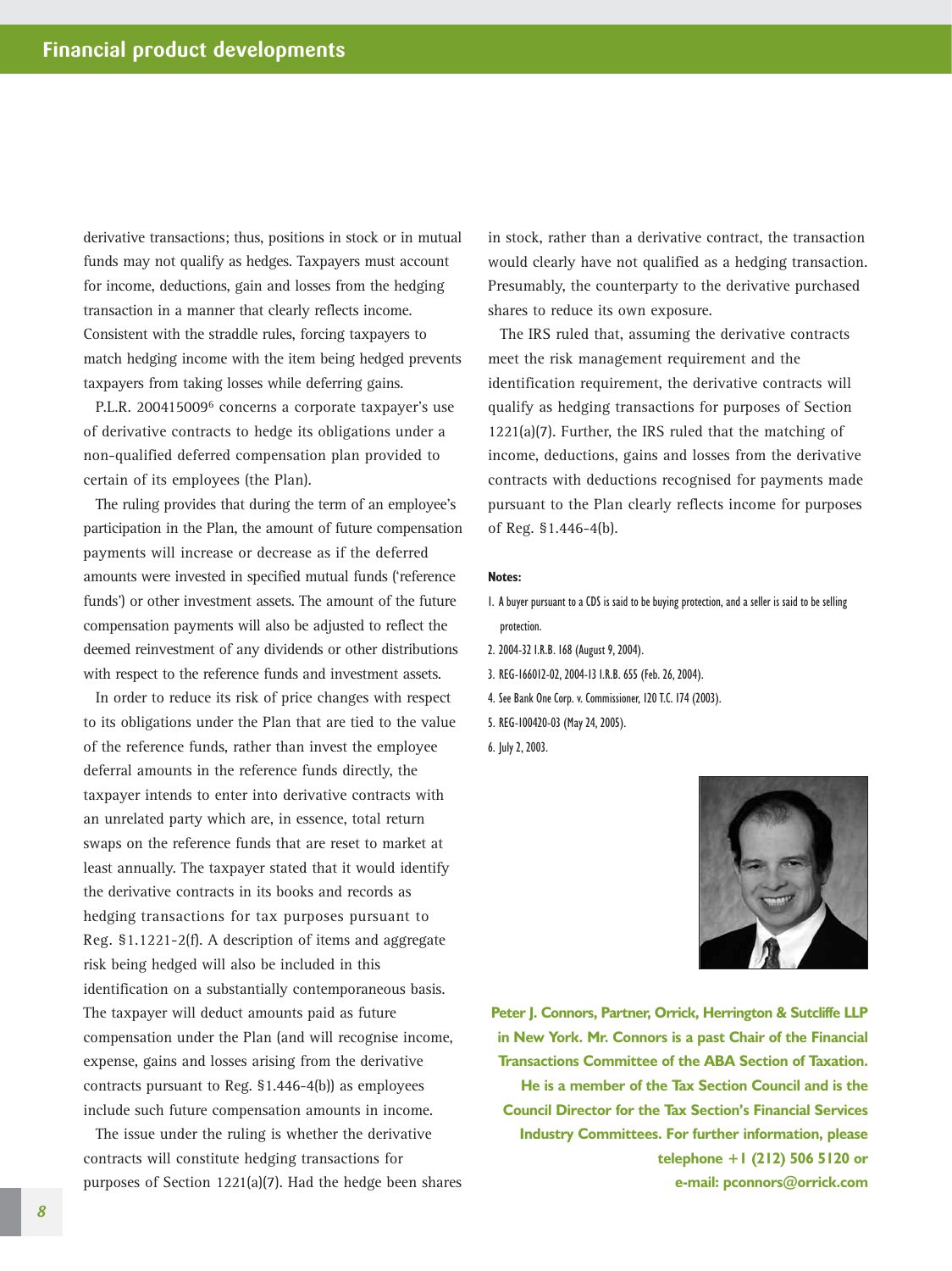derivative transactions; thus, positions in stock or in mutual funds may not qualify as hedges. Taxpayers must account for income, deductions, gain and losses from the hedging transaction in a manner that clearly reflects income. Consistent with the straddle rules, forcing taxpayers to match hedging income with the item being hedged prevents taxpayers from taking losses while deferring gains.

P.L.R. 200415009[6] concerns a corporate taxpayer's use of derivative contracts to hedge its obligations under a non-qualified deferred compensation plan provided to certain of its employees (the Plan).

The ruling provides that during the term of an employee's participation in the Plan, the amount of future compensation payments will increase or decrease as if the deferred amounts were invested in specified mutual funds ('reference funds') or other investment assets. The amount of the future compensation payments will also be adjusted to reflect the deemed reinvestment of any dividends or other distributions with respect to the reference funds and investment assets.

In order to reduce its risk of price changes with respect to its obligations under the Plan that are tied to the value of the reference funds, rather than invest the employee deferral amounts in the reference funds directly, the taxpayer intends to enter into derivative contracts with an unrelated party which are, in essence, total return swaps on the reference funds that are reset to market at least annually. The taxpayer stated that it would identify the derivative contracts in its books and records as hedging transactions for tax purposes pursuant to Reg. §1.1221-2(f). A description of items and aggregate risk being hedged will also be included in this identification on a substantially contemporaneous basis. The taxpayer will deduct amounts paid as future compensation under the Plan (and will recognise income, expense, gains and losses arising from the derivative contracts pursuant to Reg. §1.446-4(b)) as employees include such future compensation amounts in income.

The issue under the ruling is whether the derivative contracts will constitute hedging transactions for purposes of Section 1221(a)(7). Had the hedge been shares in stock, rather than a derivative contract, the transaction would clearly have not qualified as a hedging transaction. Presumably, the counterparty to the derivative purchased shares to reduce its own exposure.

The IRS ruled that, assuming the derivative contracts meet the risk management requirement and the identification requirement, the derivative contracts will qualify as hedging transactions for purposes of Section 1221(a)(7). Further, the IRS ruled that the matching of income, deductions, gains and losses from the derivative contracts with deductions recognised for payments made pursuant to the Plan clearly reflects income for purposes of Reg. §1.446-4(b).

**Notes:**

1. A buyer pursuant to a CDS is said to be buying protection, and a seller is said to be selling protection.
2. 2004-32 I.R.B. 168 (August 9, 2004).
3. REG-166012-02, 2004-13 I.R.B. 655 (Feb. 26, 2004).
4. See Bank One Corp. v. Commissioner, 120 T.C. 174 (2003).
5. REG-100420-03 (May 24, 2005).
6. July 2, 2003.

**Peter J. Connors, Partner, Orrick, Herrington & Sutcliffe LLP in New York. Mr. Connors is a past Chair of the Financial Transactions Committee of the ABA Section of Taxation. He is a member of the Tax Section Council and is the Council Director for the Tax Section's Financial Services Industry Committees. For further information, please telephone +1 (212) 506 5120 or e-mail: pconnors@orrick.com**